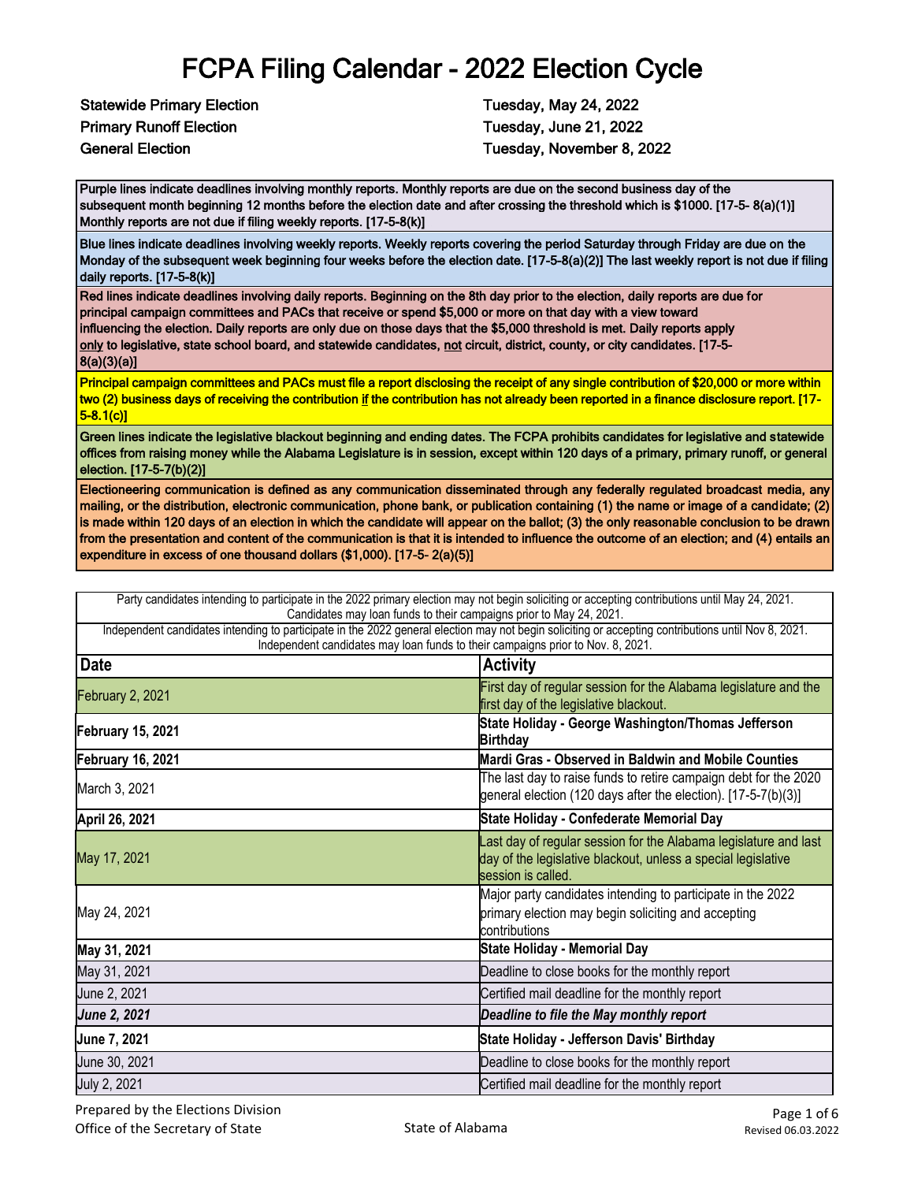# FCPA Filing Calendar - 2022 Election Cycle

**Statewide Primary Election** — **Tuesday, May 24, 2022**
**Primary Runoff Election** — **Tuesday, June 21, 2022**
**General Election** — **Tuesday, November 8, 2022**

**Purple lines indicate deadlines involving monthly reports. Monthly reports are due on the second business day of the subsequent month beginning 12 months before the election date and after crossing the threshold which is $1000. [17-5- 8(a)(1)] Monthly reports are not due if filing weekly reports. [17-5-8(k)]**

**Blue lines indicate deadlines involving weekly reports. Weekly reports covering the period Saturday through Friday are due on the Monday of the subsequent week beginning four weeks before the election date. [17-5-8(a)(2)] The last weekly report is not due if filing daily reports. [17-5-8(k)]**

**Red lines indicate deadlines involving daily reports. Beginning on the 8th day prior to the election, daily reports are due for principal campaign committees and PACs that receive or spend $5,000 or more on that day with a view toward influencing the election. Daily reports are only due on those days that the $5,000 threshold is met. Daily reports apply only to legislative, state school board, and statewide candidates, not circuit, district, county, or city candidates. [17-5-8(a)(3)(a)]**

**Principal campaign committees and PACs must file a report disclosing the receipt of any single contribution of $20,000 or more within two (2) business days of receiving the contribution if the contribution has not already been reported in a finance disclosure report. [17-5-8.1(c)]**

**Green lines indicate the legislative blackout beginning and ending dates. The FCPA prohibits candidates for legislative and statewide offices from raising money while the Alabama Legislature is in session, except within 120 days of a primary, primary runoff, or general election. [17-5-7(b)(2)]**

**Electioneering communication is defined as any communication disseminated through any federally regulated broadcast media, any mailing, or the distribution, electronic communication, phone bank, or publication containing (1) the name or image of a candidate; (2) is made within 120 days of an election in which the candidate will appear on the ballot; (3) the only reasonable conclusion to be drawn from the presentation and content of the communication is that it is intended to influence the outcome of an election; and (4) entails an expenditure in excess of one thousand dollars ($1,000). [17-5- 2(a)(5)]**

Party candidates intending to participate in the 2022 primary election may not begin soliciting or accepting contributions until May 24, 2021. Candidates may loan funds to their campaigns prior to May 24, 2021.

Independent candidates intending to participate in the 2022 general election may not begin soliciting or accepting contributions until Nov 8, 2021. Independent candidates may loan funds to their campaigns prior to Nov. 8, 2021.

| Date | Activity |
|---|---|
| February 2, 2021 | First day of regular session for the Alabama legislature and the first day of the legislative blackout. |
| **February 15, 2021** | **State Holiday - George Washington/Thomas Jefferson Birthday** |
| **February 16, 2021** | **Mardi Gras - Observed in Baldwin and Mobile Counties** |
| March 3, 2021 | The last day to raise funds to retire campaign debt for the 2020 general election (120 days after the election). [17-5-7(b)(3)] |
| **April 26, 2021** | **State Holiday - Confederate Memorial Day** |
| May 17, 2021 | Last day of regular session for the Alabama legislature and last day of the legislative blackout, unless a special legislative session is called. |
| May 24, 2021 | Major party candidates intending to participate in the 2022 primary election may begin soliciting and accepting contributions |
| **May 31, 2021** | **State Holiday - Memorial Day** |
| May 31, 2021 | Deadline to close books for the monthly report |
| June 2, 2021 | Certified mail deadline for the monthly report |
| ***June 2, 2021*** | ***Deadline to file the May monthly report*** |
| **June 7, 2021** | **State Holiday - Jefferson Davis' Birthday** |
| June 30, 2021 | Deadline to close books for the monthly report |
| July 2, 2021 | Certified mail deadline for the monthly report |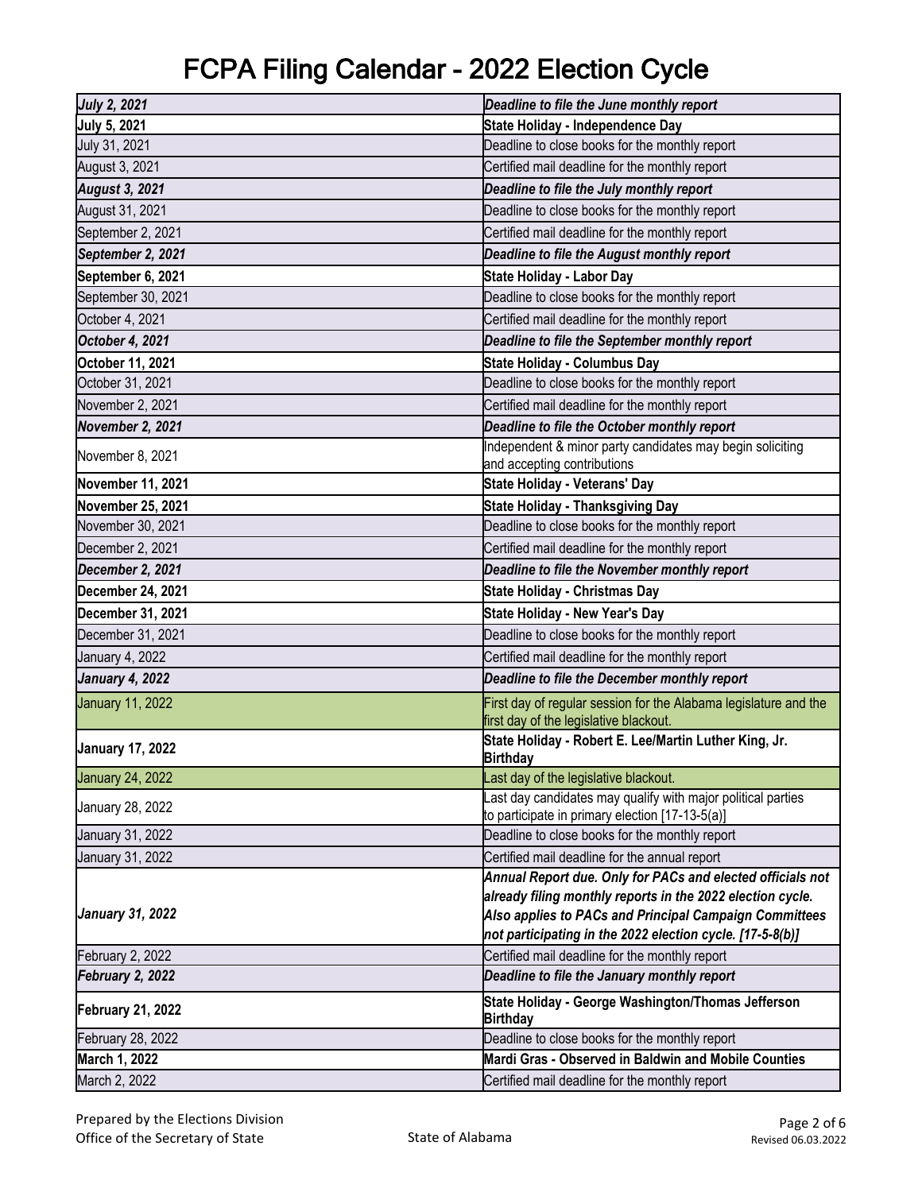# FCPA Filing Calendar - 2022 Election Cycle

| Date | Event |
|---|---|
| ***July 2, 2021*** | ***Deadline to file the June monthly report*** |
| **July 5, 2021** | **State Holiday - Independence Day** |
| July 31, 2021 | Deadline to close books for the monthly report |
| August 3, 2021 | Certified mail deadline for the monthly report |
| ***August 3, 2021*** | ***Deadline to file the July monthly report*** |
| August 31, 2021 | Deadline to close books for the monthly report |
| September 2, 2021 | Certified mail deadline for the monthly report |
| ***September 2, 2021*** | ***Deadline to file the August monthly report*** |
| **September 6, 2021** | **State Holiday - Labor Day** |
| September 30, 2021 | Deadline to close books for the monthly report |
| October 4, 2021 | Certified mail deadline for the monthly report |
| ***October 4, 2021*** | ***Deadline to file the September monthly report*** |
| **October 11, 2021** | **State Holiday - Columbus Day** |
| October 31, 2021 | Deadline to close books for the monthly report |
| November 2, 2021 | Certified mail deadline for the monthly report |
| ***November 2, 2021*** | ***Deadline to file the October monthly report*** |
| November 8, 2021 | Independent & minor party candidates may begin soliciting and accepting contributions |
| **November 11, 2021** | **State Holiday - Veterans' Day** |
| **November 25, 2021** | **State Holiday - Thanksgiving Day** |
| November 30, 2021 | Deadline to close books for the monthly report |
| December 2, 2021 | Certified mail deadline for the monthly report |
| ***December 2, 2021*** | ***Deadline to file the November monthly report*** |
| **December 24, 2021** | **State Holiday - Christmas Day** |
| **December 31, 2021** | **State Holiday - New Year's Day** |
| December 31, 2021 | Deadline to close books for the monthly report |
| January 4, 2022 | Certified mail deadline for the monthly report |
| ***January 4, 2022*** | ***Deadline to file the December monthly report*** |
| January 11, 2022 | First day of regular session for the Alabama legislature and the first day of the legislative blackout. |
| **January 17, 2022** | **State Holiday - Robert E. Lee/Martin Luther King, Jr. Birthday** |
| January 24, 2022 | Last day of the legislative blackout. |
| January 28, 2022 | Last day candidates may qualify with major political parties to participate in primary election [17-13-5(a)] |
| January 31, 2022 | Deadline to close books for the monthly report |
| January 31, 2022 | Certified mail deadline for the annual report |
| ***January 31, 2022*** | ***Annual Report due. Only for PACs and elected officials not already filing monthly reports in the 2022 election cycle. Also applies to PACs and Principal Campaign Committees not participating in the 2022 election cycle. [17-5-8(b)]*** |
| February 2, 2022 | Certified mail deadline for the monthly report |
| ***February 2, 2022*** | ***Deadline to file the January monthly report*** |
| **February 21, 2022** | **State Holiday - George Washington/Thomas Jefferson Birthday** |
| February 28, 2022 | Deadline to close books for the monthly report |
| **March 1, 2022** | **Mardi Gras - Observed in Baldwin and Mobile Counties** |
| March 2, 2022 | Certified mail deadline for the monthly report |

Prepared by the Elections Division
Office of the Secretary of State

State of Alabama

Revised 06.03.2022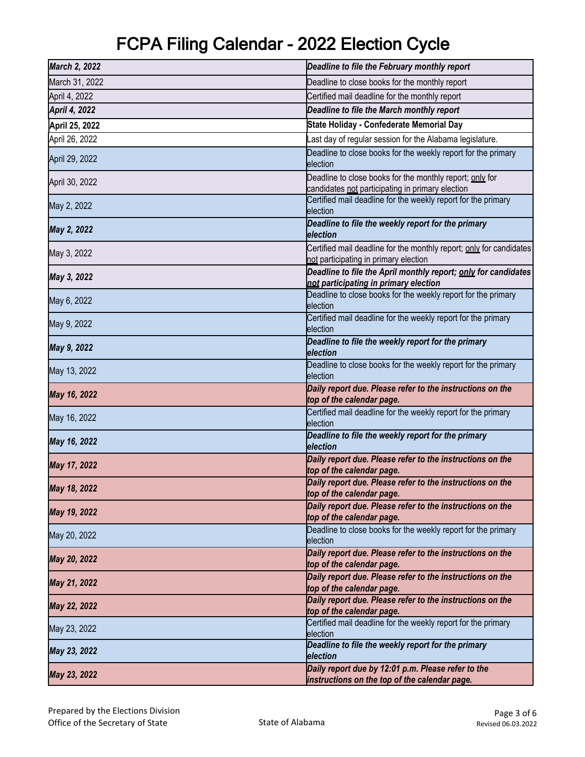# FCPA Filing Calendar - 2022 Election Cycle

| | |
|---|---|
| ***March 2, 2022*** | ***Deadline to file the February monthly report*** |
| March 31, 2022 | Deadline to close books for the monthly report |
| April 4, 2022 | Certified mail deadline for the monthly report |
| ***April 4, 2022*** | ***Deadline to file the March monthly report*** |
| **April 25, 2022** | **State Holiday - Confederate Memorial Day** |
| April 26, 2022 | Last day of regular session for the Alabama legislature. |
| April 29, 2022 | Deadline to close books for the weekly report for the primary election |
| April 30, 2022 | Deadline to close books for the monthly report; only for candidates not participating in primary election |
| May 2, 2022 | Certified mail deadline for the weekly report for the primary election |
| ***May 2, 2022*** | ***Deadline to file the weekly report for the primary election*** |
| May 3, 2022 | Certified mail deadline for the monthly report; only for candidates not participating in primary election |
| ***May 3, 2022*** | ***Deadline to file the April monthly report; only for candidates not participating in primary election*** |
| May 6, 2022 | Deadline to close books for the weekly report for the primary election |
| May 9, 2022 | Certified mail deadline for the weekly report for the primary election |
| ***May 9, 2022*** | ***Deadline to file the weekly report for the primary election*** |
| May 13, 2022 | Deadline to close books for the weekly report for the primary election |
| ***May 16, 2022*** | ***Daily report due. Please refer to the instructions on the top of the calendar page.*** |
| May 16, 2022 | Certified mail deadline for the weekly report for the primary election |
| ***May 16, 2022*** | ***Deadline to file the weekly report for the primary election*** |
| ***May 17, 2022*** | ***Daily report due. Please refer to the instructions on the top of the calendar page.*** |
| ***May 18, 2022*** | ***Daily report due. Please refer to the instructions on the top of the calendar page.*** |
| ***May 19, 2022*** | ***Daily report due. Please refer to the instructions on the top of the calendar page.*** |
| May 20, 2022 | Deadline to close books for the weekly report for the primary election |
| ***May 20, 2022*** | ***Daily report due. Please refer to the instructions on the top of the calendar page.*** |
| ***May 21, 2022*** | ***Daily report due. Please refer to the instructions on the top of the calendar page.*** |
| ***May 22, 2022*** | ***Daily report due. Please refer to the instructions on the top of the calendar page.*** |
| May 23, 2022 | Certified mail deadline for the weekly report for the primary election |
| ***May 23, 2022*** | ***Deadline to file the weekly report for the primary election*** |
| ***May 23, 2022*** | ***Daily report due by 12:01 p.m. Please refer to the instructions on the top of the calendar page.*** |

Prepared by the Elections Division
Office of the Secretary of State

State of Alabama

Revised 06.03.2022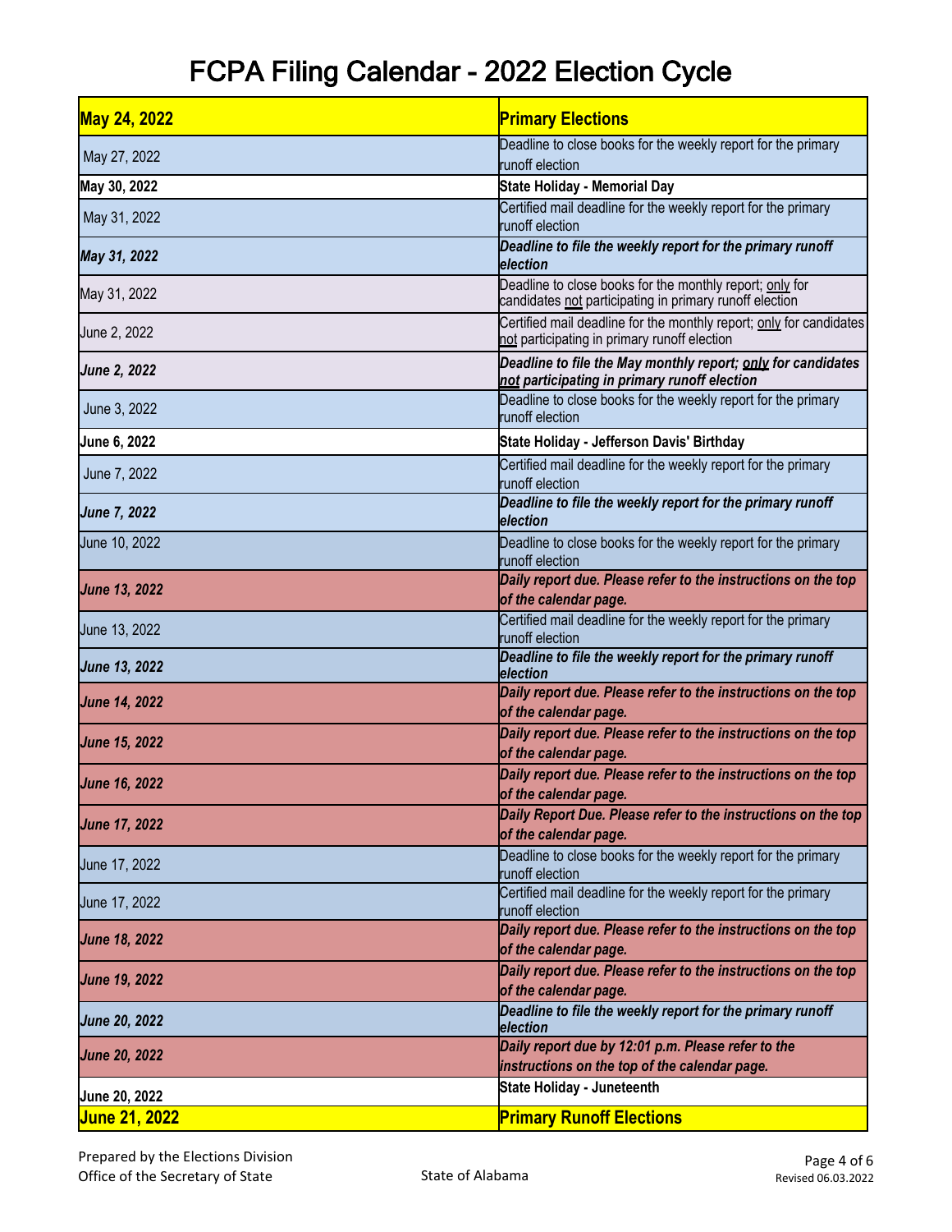# FCPA Filing Calendar - 2022 Election Cycle

| **May 24, 2022** | **Primary Elections** |
|---|---|
| May 27, 2022 | Deadline to close books for the weekly report for the primary runoff election |
| **May 30, 2022** | **State Holiday - Memorial Day** |
| May 31, 2022 | Certified mail deadline for the weekly report for the primary runoff election |
| ***May 31, 2022*** | ***Deadline to file the weekly report for the primary runoff election*** |
| May 31, 2022 | Deadline to close books for the monthly report; only for candidates not participating in primary runoff election |
| June 2, 2022 | Certified mail deadline for the monthly report; only for candidates not participating in primary runoff election |
| ***June 2, 2022*** | ***Deadline to file the May monthly report; only for candidates not participating in primary runoff election*** |
| June 3, 2022 | Deadline to close books for the weekly report for the primary runoff election |
| **June 6, 2022** | **State Holiday - Jefferson Davis' Birthday** |
| June 7, 2022 | Certified mail deadline for the weekly report for the primary runoff election |
| ***June 7, 2022*** | ***Deadline to file the weekly report for the primary runoff election*** |
| June 10, 2022 | Deadline to close books for the weekly report for the primary runoff election |
| ***June 13, 2022*** | ***Daily report due. Please refer to the instructions on the top of the calendar page.*** |
| June 13, 2022 | Certified mail deadline for the weekly report for the primary runoff election |
| ***June 13, 2022*** | ***Deadline to file the weekly report for the primary runoff election*** |
| ***June 14, 2022*** | ***Daily report due. Please refer to the instructions on the top of the calendar page.*** |
| ***June 15, 2022*** | ***Daily report due. Please refer to the instructions on the top of the calendar page.*** |
| ***June 16, 2022*** | ***Daily report due. Please refer to the instructions on the top of the calendar page.*** |
| ***June 17, 2022*** | ***Daily Report Due. Please refer to the instructions on the top of the calendar page.*** |
| June 17, 2022 | Deadline to close books for the weekly report for the primary runoff election |
| June 17, 2022 | Certified mail deadline for the weekly report for the primary runoff election |
| ***June 18, 2022*** | ***Daily report due. Please refer to the instructions on the top of the calendar page.*** |
| ***June 19, 2022*** | ***Daily report due. Please refer to the instructions on the top of the calendar page.*** |
| ***June 20, 2022*** | ***Deadline to file the weekly report for the primary runoff election*** |
| ***June 20, 2022*** | ***Daily report due by 12:01 p.m. Please refer to the instructions on the top of the calendar page.*** |
| **June 20, 2022** | **State Holiday - Juneteenth** |
| **June 21, 2022** | **Primary Runoff Elections** |

Prepared by the Elections Division
Office of the Secretary of State

State of Alabama

Revised 06.03.2022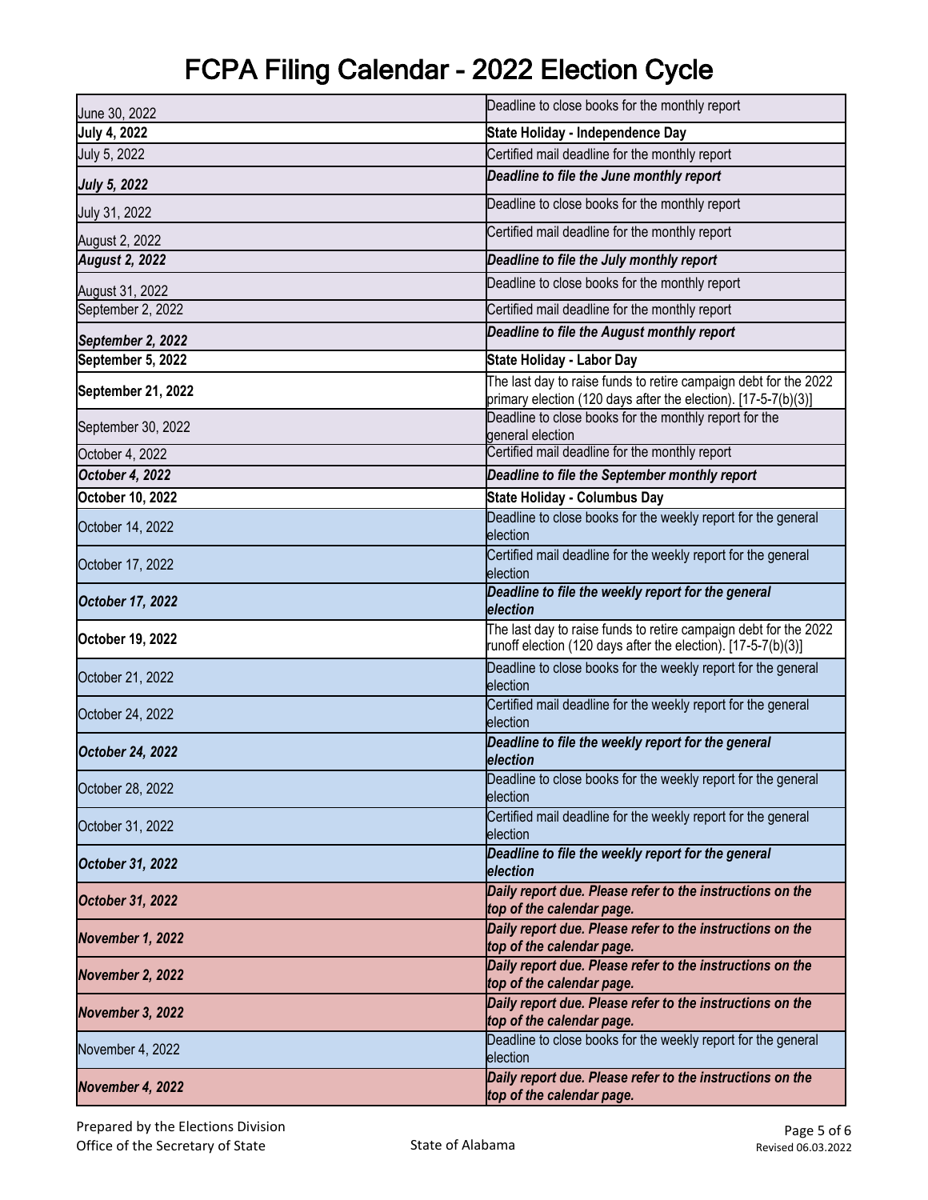# FCPA Filing Calendar - 2022 Election Cycle

| | |
|---|---|
| June 30, 2022 | Deadline to close books for the monthly report |
| **July 4, 2022** | **State Holiday - Independence Day** |
| July 5, 2022 | Certified mail deadline for the monthly report |
| ***July 5, 2022*** | ***Deadline to file the June monthly report*** |
| July 31, 2022 | Deadline to close books for the monthly report |
| August 2, 2022 | Certified mail deadline for the monthly report |
| ***August 2, 2022*** | ***Deadline to file the July monthly report*** |
| August 31, 2022 | Deadline to close books for the monthly report |
| September 2, 2022 | Certified mail deadline for the monthly report |
| ***September 2, 2022*** | ***Deadline to file the August monthly report*** |
| **September 5, 2022** | **State Holiday - Labor Day** |
| **September 21, 2022** | The last day to raise funds to retire campaign debt for the 2022 primary election (120 days after the election). [17-5-7(b)(3)] |
| September 30, 2022 | Deadline to close books for the monthly report for the general election |
| October 4, 2022 | Certified mail deadline for the monthly report |
| ***October 4, 2022*** | ***Deadline to file the September monthly report*** |
| **October 10, 2022** | **State Holiday - Columbus Day** |
| October 14, 2022 | Deadline to close books for the weekly report for the general election |
| October 17, 2022 | Certified mail deadline for the weekly report for the general election |
| ***October 17, 2022*** | ***Deadline to file the weekly report for the general election*** |
| **October 19, 2022** | The last day to raise funds to retire campaign debt for the 2022 runoff election (120 days after the election). [17-5-7(b)(3)] |
| October 21, 2022 | Deadline to close books for the weekly report for the general election |
| October 24, 2022 | Certified mail deadline for the weekly report for the general election |
| ***October 24, 2022*** | ***Deadline to file the weekly report for the general election*** |
| October 28, 2022 | Deadline to close books for the weekly report for the general election |
| October 31, 2022 | Certified mail deadline for the weekly report for the general election |
| ***October 31, 2022*** | ***Deadline to file the weekly report for the general election*** |
| ***October 31, 2022*** | ***Daily report due. Please refer to the instructions on the top of the calendar page.*** |
| ***November 1, 2022*** | ***Daily report due. Please refer to the instructions on the top of the calendar page.*** |
| ***November 2, 2022*** | ***Daily report due. Please refer to the instructions on the top of the calendar page.*** |
| ***November 3, 2022*** | ***Daily report due. Please refer to the instructions on the top of the calendar page.*** |
| November 4, 2022 | Deadline to close books for the weekly report for the general election |
| ***November 4, 2022*** | ***Daily report due. Please refer to the instructions on the top of the calendar page.*** |

Prepared by the Elections Division
Office of the Secretary of State

State of Alabama

Revised 06.03.2022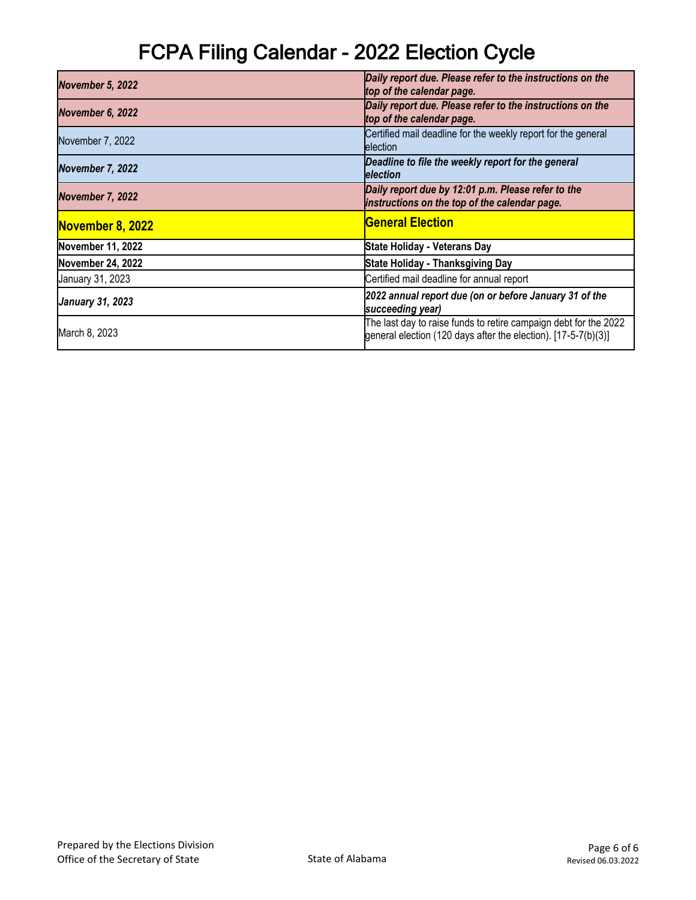# FCPA Filing Calendar - 2022 Election Cycle

| | |
|---|---|
| ***November 5, 2022*** | ***Daily report due. Please refer to the instructions on the top of the calendar page.*** |
| ***November 6, 2022*** | ***Daily report due. Please refer to the instructions on the top of the calendar page.*** |
| November 7, 2022 | Certified mail deadline for the weekly report for the general election |
| ***November 7, 2022*** | ***Deadline to file the weekly report for the general election*** |
| ***November 7, 2022*** | ***Daily report due by 12:01 p.m. Please refer to the instructions on the top of the calendar page.*** |
| **November 8, 2022** | **General Election** |
| **November 11, 2022** | **State Holiday - Veterans Day** |
| **November 24, 2022** | **State Holiday - Thanksgiving Day** |
| January 31, 2023 | Certified mail deadline for annual report |
| ***January 31, 2023*** | ***2022 annual report due (on or before January 31 of the succeeding year)*** |
| March 8, 2023 | The last day to raise funds to retire campaign debt for the 2022 general election (120 days after the election). [17-5-7(b)(3)] |

Prepared by the Elections Division
Office of the Secretary of State

State of Alabama

Revised 06.03.2022